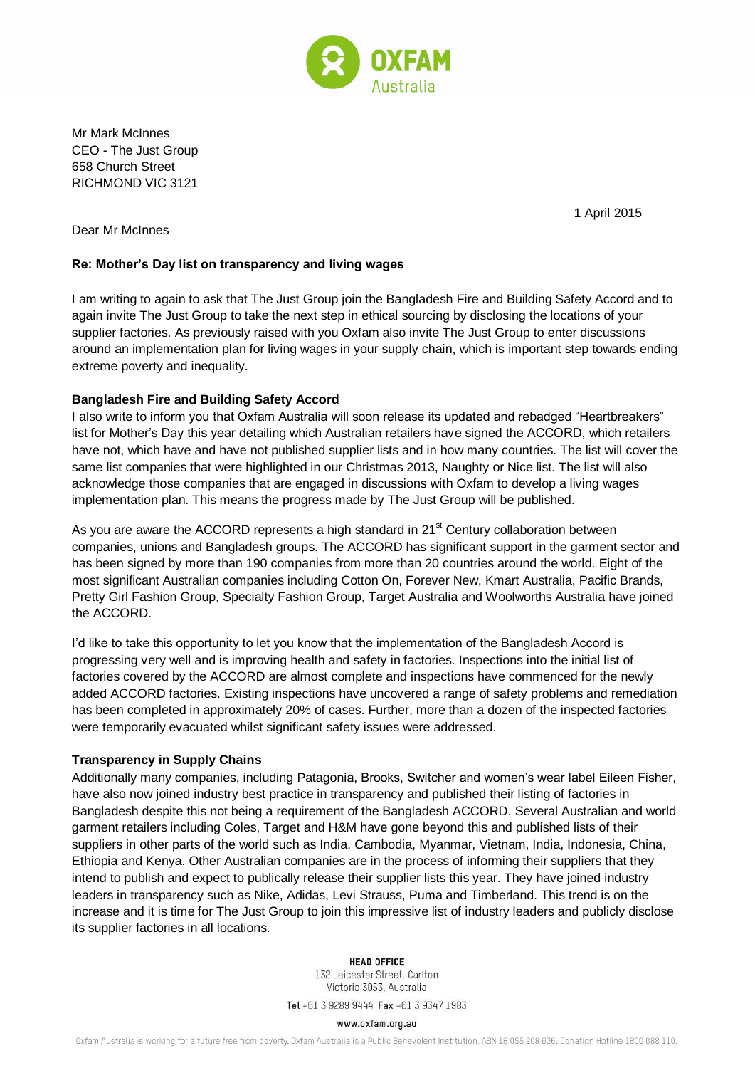Mr Mark McInnes
CEO - The Just Group
658 Church Street
RICHMOND VIC 3121

1 April 2015

Dear Mr McInnes

**Re: Mother's Day list on transparency and living wages**

I am writing to again to ask that The Just Group join the Bangladesh Fire and Building Safety Accord and to again invite The Just Group to take the next step in ethical sourcing by disclosing the locations of your supplier factories. As previously raised with you Oxfam also invite The Just Group to enter discussions around an implementation plan for living wages in your supply chain, which is important step towards ending extreme poverty and inequality.

**Bangladesh Fire and Building Safety Accord**

I also write to inform you that Oxfam Australia will soon release its updated and rebadged "Heartbreakers" list for Mother's Day this year detailing which Australian retailers have signed the ACCORD, which retailers have not, which have and have not published supplier lists and in how many countries. The list will cover the same list companies that were highlighted in our Christmas 2013, Naughty or Nice list. The list will also acknowledge those companies that are engaged in discussions with Oxfam to develop a living wages implementation plan. This means the progress made by The Just Group will be published.

As you are aware the ACCORD represents a high standard in 21st Century collaboration between companies, unions and Bangladesh groups. The ACCORD has significant support in the garment sector and has been signed by more than 190 companies from more than 20 countries around the world. Eight of the most significant Australian companies including Cotton On, Forever New, Kmart Australia, Pacific Brands, Pretty Girl Fashion Group, Specialty Fashion Group, Target Australia and Woolworths Australia have joined the ACCORD.

I'd like to take this opportunity to let you know that the implementation of the Bangladesh Accord is progressing very well and is improving health and safety in factories. Inspections into the initial list of factories covered by the ACCORD are almost complete and inspections have commenced for the newly added ACCORD factories. Existing inspections have uncovered a range of safety problems and remediation has been completed in approximately 20% of cases. Further, more than a dozen of the inspected factories were temporarily evacuated whilst significant safety issues were addressed.

**Transparency in Supply Chains**

Additionally many companies, including Patagonia, Brooks, Switcher and women's wear label Eileen Fisher, have also now joined industry best practice in transparency and published their listing of factories in Bangladesh despite this not being a requirement of the Bangladesh ACCORD. Several Australian and world garment retailers including Coles, Target and H&M have gone beyond this and published lists of their suppliers in other parts of the world such as India, Cambodia, Myanmar, Vietnam, India, Indonesia, China, Ethiopia and Kenya. Other Australian companies are in the process of informing their suppliers that they intend to publish and expect to publically release their supplier lists this year. They have joined industry leaders in transparency such as Nike, Adidas, Levi Strauss, Puma and Timberland. This trend is on the increase and it is time for The Just Group to join this impressive list of industry leaders and publicly disclose its supplier factories in all locations.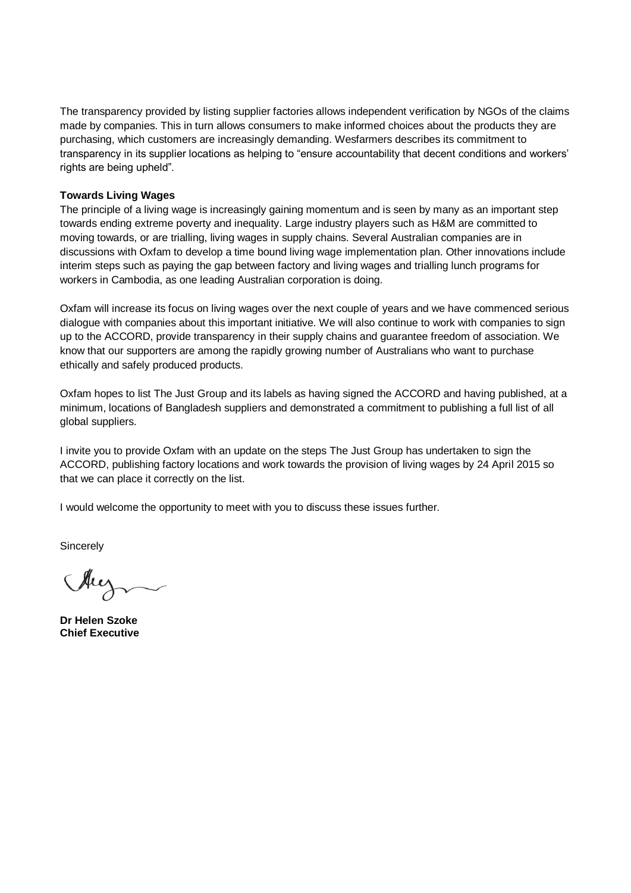The transparency provided by listing supplier factories allows independent verification by NGOs of the claims made by companies. This in turn allows consumers to make informed choices about the products they are purchasing, which customers are increasingly demanding. Wesfarmers describes its commitment to transparency in its supplier locations as helping to "ensure accountability that decent conditions and workers' rights are being upheld".

**Towards Living Wages**

The principle of a living wage is increasingly gaining momentum and is seen by many as an important step towards ending extreme poverty and inequality. Large industry players such as H&M are committed to moving towards, or are trialling, living wages in supply chains. Several Australian companies are in discussions with Oxfam to develop a time bound living wage implementation plan. Other innovations include interim steps such as paying the gap between factory and living wages and trialling lunch programs for workers in Cambodia, as one leading Australian corporation is doing.

Oxfam will increase its focus on living wages over the next couple of years and we have commenced serious dialogue with companies about this important initiative. We will also continue to work with companies to sign up to the ACCORD, provide transparency in their supply chains and guarantee freedom of association. We know that our supporters are among the rapidly growing number of Australians who want to purchase ethically and safely produced products.

Oxfam hopes to list The Just Group and its labels as having signed the ACCORD and having published, at a minimum, locations of Bangladesh suppliers and demonstrated a commitment to publishing a full list of all global suppliers.

I invite you to provide Oxfam with an update on the steps The Just Group has undertaken to sign the ACCORD, publishing factory locations and work towards the provision of living wages by 24 April 2015 so that we can place it correctly on the list.

I would welcome the opportunity to meet with you to discuss these issues further.

Sincerely

**Dr Helen Szoke**
**Chief Executive**